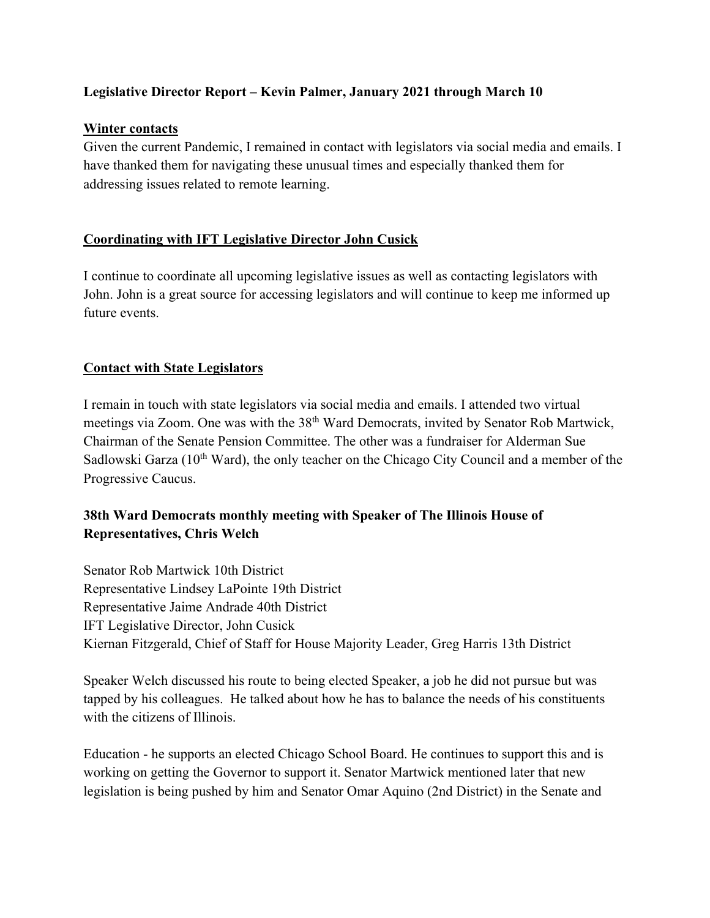**Legislative Director Report – Kevin Palmer, January 2021 through March 10**

**Winter contacts**

Given the current Pandemic, I remained in contact with legislators via social media and emails. I have thanked them for navigating these unusual times and especially thanked them for addressing issues related to remote learning.

**Coordinating with IFT Legislative Director John Cusick**

I continue to coordinate all upcoming legislative issues as well as contacting legislators with John. John is a great source for accessing legislators and will continue to keep me informed up future events.

**Contact with State Legislators**

I remain in touch with state legislators via social media and emails. I attended two virtual meetings via Zoom. One was with the 38th Ward Democrats, invited by Senator Rob Martwick, Chairman of the Senate Pension Committee. The other was a fundraiser for Alderman Sue Sadlowski Garza (10th Ward), the only teacher on the Chicago City Council and a member of the Progressive Caucus.

**38th Ward Democrats monthly meeting with Speaker of The Illinois House of Representatives, Chris Welch**

Senator Rob Martwick 10th District
Representative Lindsey LaPointe 19th District
Representative Jaime Andrade 40th District
IFT Legislative Director, John Cusick
Kiernan Fitzgerald, Chief of Staff for House Majority Leader, Greg Harris 13th District

Speaker Welch discussed his route to being elected Speaker, a job he did not pursue but was tapped by his colleagues. He talked about how he has to balance the needs of his constituents with the citizens of Illinois.

Education - he supports an elected Chicago School Board. He continues to support this and is working on getting the Governor to support it. Senator Martwick mentioned later that new legislation is being pushed by him and Senator Omar Aquino (2nd District) in the Senate and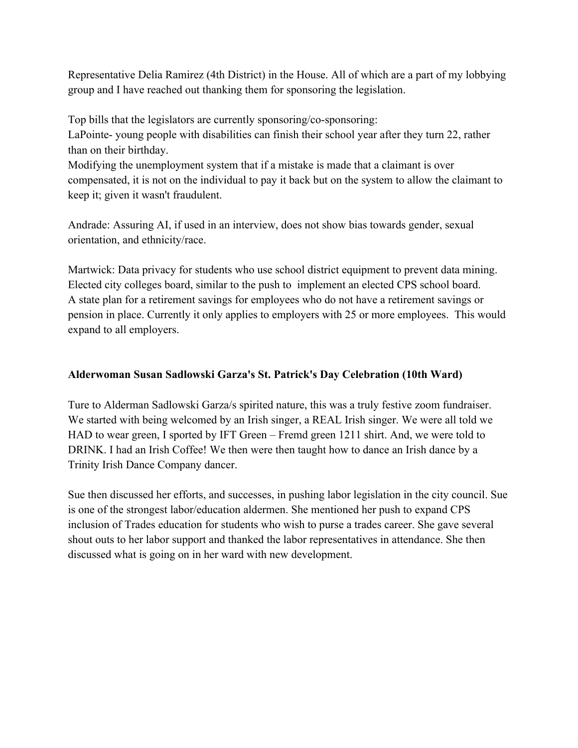Representative Delia Ramirez (4th District) in the House. All of which are a part of my lobbying group and I have reached out thanking them for sponsoring the legislation.

Top bills that the legislators are currently sponsoring/co-sponsoring:
LaPointe- young people with disabilities can finish their school year after they turn 22, rather than on their birthday.
Modifying the unemployment system that if a mistake is made that a claimant is over compensated, it is not on the individual to pay it back but on the system to allow the claimant to keep it; given it wasn't fraudulent.

Andrade: Assuring AI, if used in an interview, does not show bias towards gender, sexual orientation, and ethnicity/race.

Martwick: Data privacy for students who use school district equipment to prevent data mining.
Elected city colleges board, similar to the push to implement an elected CPS school board.
A state plan for a retirement savings for employees who do not have a retirement savings or pension in place. Currently it only applies to employers with 25 or more employees. This would expand to all employers.

**Alderwoman Susan Sadlowski Garza's St. Patrick's Day Celebration (10th Ward)**

Ture to Alderman Sadlowski Garza/s spirited nature, this was a truly festive zoom fundraiser. We started with being welcomed by an Irish singer, a REAL Irish singer. We were all told we HAD to wear green, I sported by IFT Green – Fremd green 1211 shirt. And, we were told to DRINK. I had an Irish Coffee! We then were then taught how to dance an Irish dance by a Trinity Irish Dance Company dancer.

Sue then discussed her efforts, and successes, in pushing labor legislation in the city council. Sue is one of the strongest labor/education aldermen. She mentioned her push to expand CPS inclusion of Trades education for students who wish to purse a trades career. She gave several shout outs to her labor support and thanked the labor representatives in attendance. She then discussed what is going on in her ward with new development.